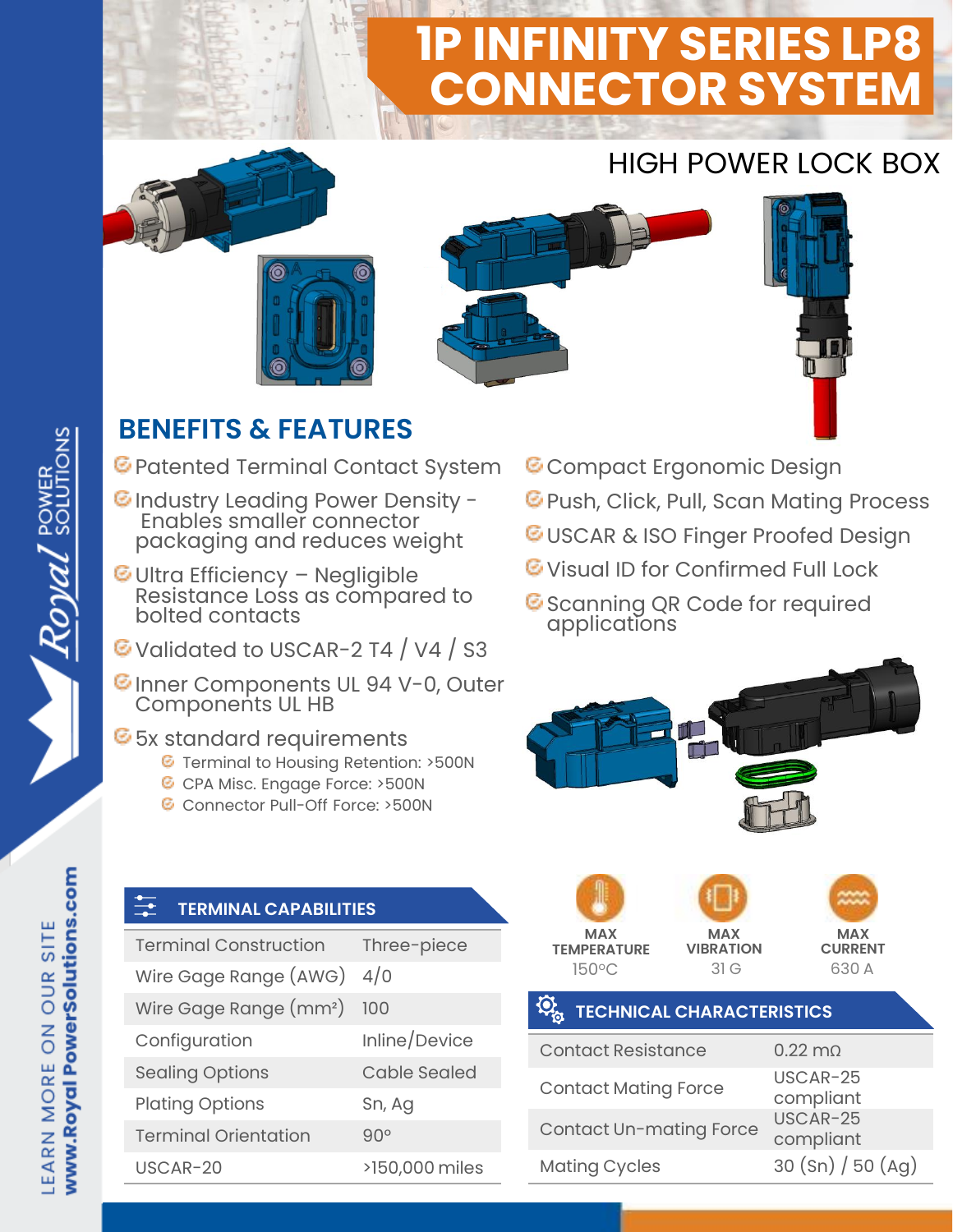# 1P INFINITY SERIES LP8 CONNECTOR SYSTEM

## HIGH POWER LOCK BOX

## BENEFITS & FEATURES

- Patented Terminal Contact System
- Industry Leading Power Density - Enables smaller connector packaging and reduces weight
- Ultra Efficiency – Negligible Resistance Loss as compared to bolted contacts
- Validated to USCAR-2 T4 / V4 / S3
- Inner Components UL 94 V-0, Outer Components UL HB
- 5x standard requirements
  - Terminal to Housing Retention: >500N
  - CPA Misc. Engage Force: >500N
  - Connector Pull-Off Force: >500N
- Compact Ergonomic Design
- Push, Click, Pull, Scan Mating Process
- USCAR & ISO Finger Proofed Design
- Visual ID for Confirmed Full Lock
- Scanning QR Code for required applications

### TERMINAL CAPABILITIES

| | |
|---|---|
| Terminal Construction | Three-piece |
| Wire Gage Range (AWG) | 4/0 |
| Wire Gage Range (mm²) | 100 |
| Configuration | Inline/Device |
| Sealing Options | Cable Sealed |
| Plating Options | Sn, Ag |
| Terminal Orientation | 90° |
| USCAR-20 | >150,000 miles |

**MAX TEMPERATURE** 150°C

**MAX VIBRATION** 31 G

**MAX CURRENT** 630 A

### TECHNICAL CHARACTERISTICS

| | |
|---|---|
| Contact Resistance | 0.22 mΩ |
| Contact Mating Force | USCAR-25 compliant |
| Contact Un-mating Force | USCAR-25 compliant |
| Mating Cycles | 30 (Sn) / 50 (Ag) |

Royal POWER SOLUTIONS

LEARN MORE ON OUR SITE www.RoyalPowerSolutions.com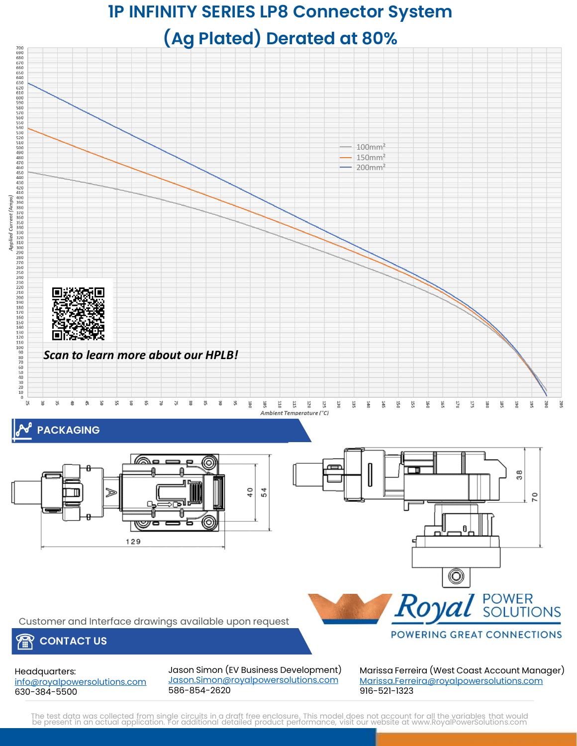# 1P INFINITY SERIES LP8 Connector System (Ag Plated) Derated at 80%

Applied Current (Amps)

Ambient Temperature (°C)

100mm²
150mm²
200mm²

*Scan to learn more about our HPLB!*

## PACKAGING

129

40

54

38

70

Customer and Interface drawings available upon request

Royal POWER SOLUTIONS

POWERING GREAT CONNECTIONS

## CONTACT US

Headquarters:
info@royalpowersolutions.com
630-384-5500

Jason Simon (EV Business Development)
Jason.Simon@royalpowersolutions.com
586-854-2620

Marissa Ferreira (West Coast Account Manager)
Marissa.Ferreira@royalpowersolutions.com
916-521-1323

The test data was collected from single circuits in a draft free enclosure. This model does not account for all the variables that would be present in an actual application. For additional detailed product performance, visit our website at www.RoyalPowerSolutions.com